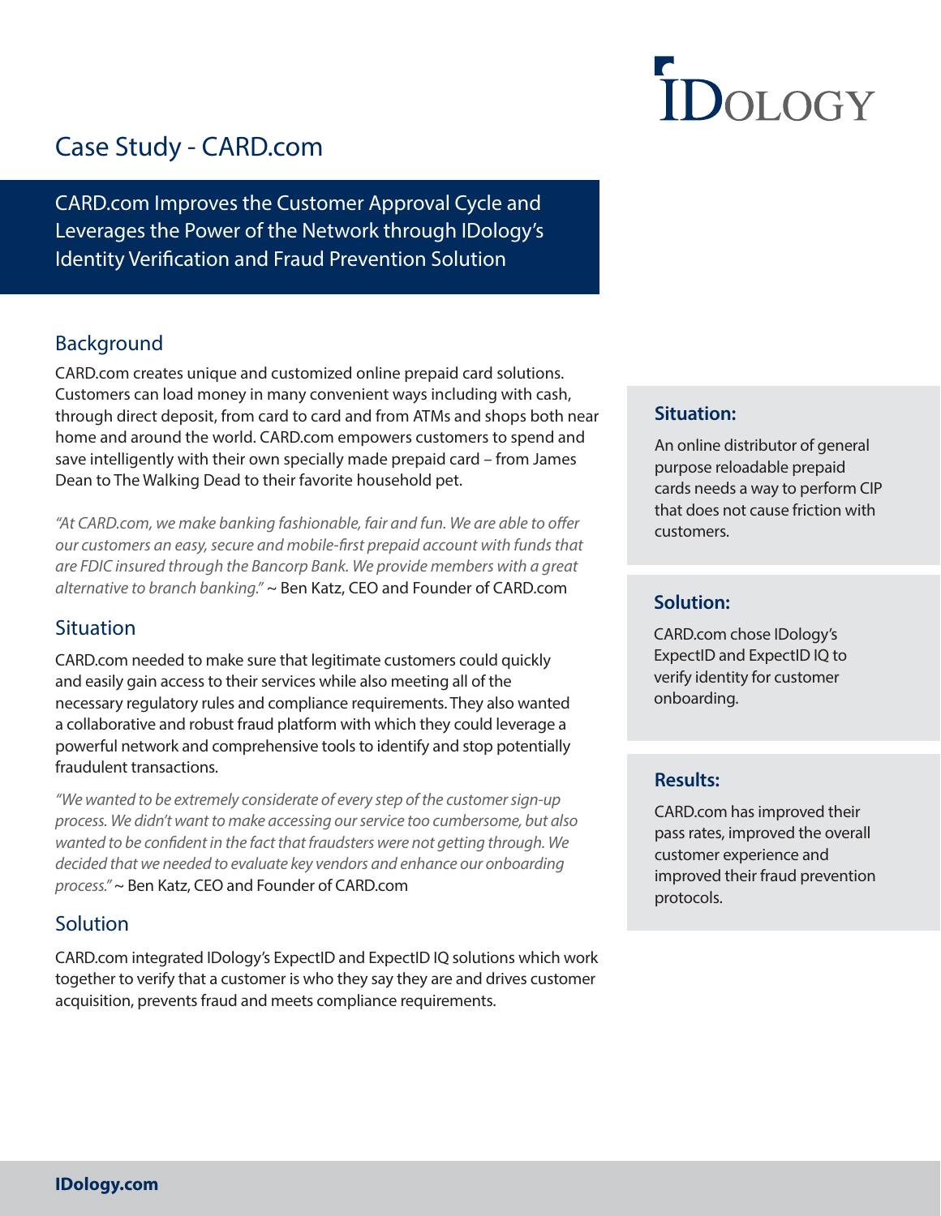# Case Study - CARD.com

## CARD.com Improves the Customer Approval Cycle and Leverages the Power of the Network through IDology's Identity Verification and Fraud Prevention Solution

### Background

CARD.com creates unique and customized online prepaid card solutions. Customers can load money in many convenient ways including with cash, through direct deposit, from card to card and from ATMs and shops both near home and around the world. CARD.com empowers customers to spend and save intelligently with their own specially made prepaid card – from James Dean to The Walking Dead to their favorite household pet.

*"At CARD.com, we make banking fashionable, fair and fun. We are able to offer our customers an easy, secure and mobile-first prepaid account with funds that are FDIC insured through the Bancorp Bank. We provide members with a great alternative to branch banking."* ~ Ben Katz, CEO and Founder of CARD.com

### Situation

CARD.com needed to make sure that legitimate customers could quickly and easily gain access to their services while also meeting all of the necessary regulatory rules and compliance requirements. They also wanted a collaborative and robust fraud platform with which they could leverage a powerful network and comprehensive tools to identify and stop potentially fraudulent transactions.

*"We wanted to be extremely considerate of every step of the customer sign-up process. We didn't want to make accessing our service too cumbersome, but also wanted to be confident in the fact that fraudsters were not getting through. We decided that we needed to evaluate key vendors and enhance our onboarding process."* ~ Ben Katz, CEO and Founder of CARD.com

### Solution

CARD.com integrated IDology's ExpectID and ExpectID IQ solutions which work together to verify that a customer is who they say they are and drives customer acquisition, prevents fraud and meets compliance requirements.

**Situation:**

An online distributor of general purpose reloadable prepaid cards needs a way to perform CIP that does not cause friction with customers.

**Solution:**

CARD.com chose IDology's ExpectID and ExpectID IQ to verify identity for customer onboarding.

**Results:**

CARD.com has improved their pass rates, improved the overall customer experience and improved their fraud prevention protocols.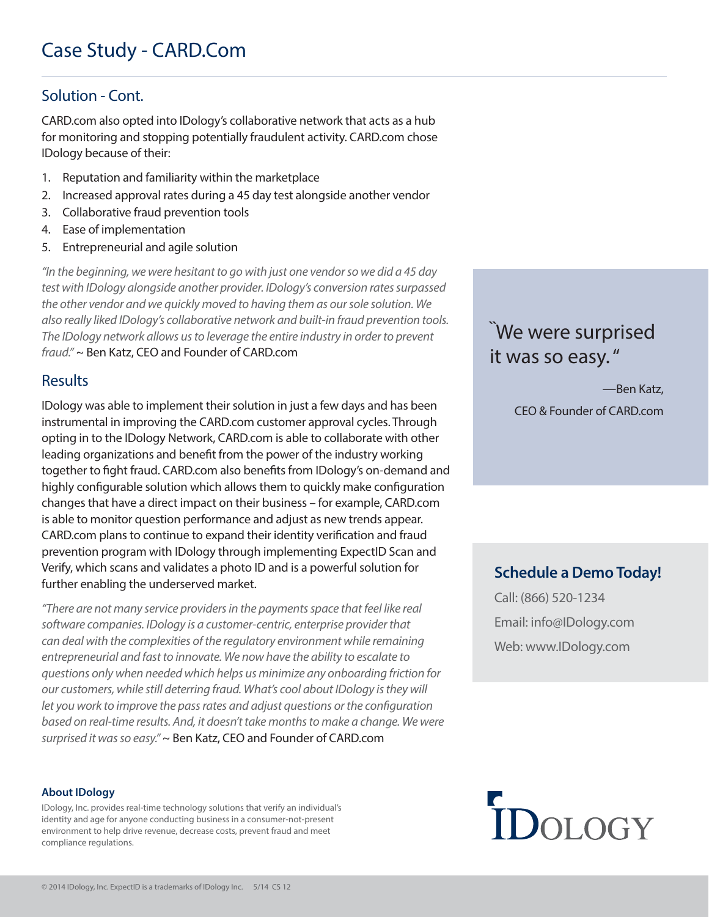# Case Study - CARD.Com

## Solution - Cont.

CARD.com also opted into IDology's collaborative network that acts as a hub for monitoring and stopping potentially fraudulent activity. CARD.com chose IDology because of their:

1. Reputation and familiarity within the marketplace
2. Increased approval rates during a 45 day test alongside another vendor
3. Collaborative fraud prevention tools
4. Ease of implementation
5. Entrepreneurial and agile solution

*"In the beginning, we were hesitant to go with just one vendor so we did a 45 day test with IDology alongside another provider. IDology's conversion rates surpassed the other vendor and we quickly moved to having them as our sole solution. We also really liked IDology's collaborative network and built-in fraud prevention tools. The IDology network allows us to leverage the entire industry in order to prevent fraud."* ~ Ben Katz, CEO and Founder of CARD.com

## Results

IDology was able to implement their solution in just a few days and has been instrumental in improving the CARD.com customer approval cycles. Through opting in to the IDology Network, CARD.com is able to collaborate with other leading organizations and benefit from the power of the industry working together to fight fraud. CARD.com also benefits from IDology's on-demand and highly configurable solution which allows them to quickly make configuration changes that have a direct impact on their business – for example, CARD.com is able to monitor question performance and adjust as new trends appear. CARD.com plans to continue to expand their identity verification and fraud prevention program with IDology through implementing ExpectID Scan and Verify, which scans and validates a photo ID and is a powerful solution for further enabling the underserved market.

*"There are not many service providers in the payments space that feel like real software companies. IDology is a customer-centric, enterprise provider that can deal with the complexities of the regulatory environment while remaining entrepreneurial and fast to innovate. We now have the ability to escalate to questions only when needed which helps us minimize any onboarding friction for our customers, while still deterring fraud. What's cool about IDology is they will let you work to improve the pass rates and adjust questions or the configuration based on real-time results. And, it doesn't take months to make a change. We were surprised it was so easy."* ~ Ben Katz, CEO and Founder of CARD.com

> "We were surprised it was so easy."
>
> —Ben Katz,
> CEO & Founder of CARD.com

### Schedule a Demo Today!

Call: (866) 520-1234

Email: info@IDology.com

Web: www.IDology.com

**About IDology**

IDology, Inc. provides real-time technology solutions that verify an individual's identity and age for anyone conducting business in a consumer-not-present environment to help drive revenue, decrease costs, prevent fraud and meet compliance regulations.

IDOLOGY

© 2014 IDology, Inc. ExpectID is a trademarks of IDology Inc. 5/14 CS 12